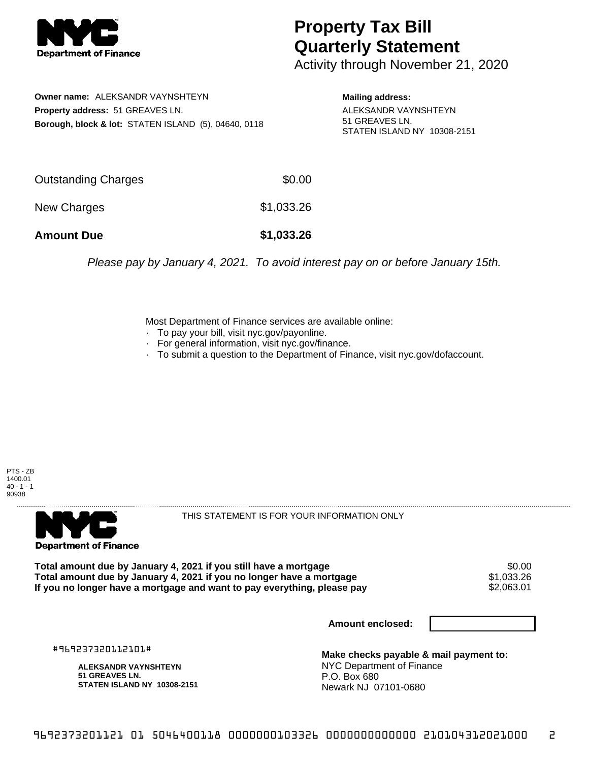**NYC Department of Finance**

# Property Tax Bill Quarterly Statement

Activity through November 21, 2020

**Owner name:** ALEKSANDR VAYNSHTEYN
**Property address:** 51 GREAVES LN.
**Borough, block & lot:** STATEN ISLAND (5), 04640, 0118

**Mailing address:**
ALEKSANDR VAYNSHTEYN
51 GREAVES LN.
STATEN ISLAND NY 10308-2151

| | |
|---|---|
| Outstanding Charges | $0.00 |
| New Charges | $1,033.26 |
| **Amount Due** | **$1,033.26** |

*Please pay by January 4, 2021. To avoid interest pay on or before January 15th.*

Most Department of Finance services are available online:

- To pay your bill, visit nyc.gov/payonline.
- For general information, visit nyc.gov/finance.
- To submit a question to the Department of Finance, visit nyc.gov/dofaccount.

PTS - ZB
1400.01
40 - 1 - 1
90938

**NYC Department of Finance**

THIS STATEMENT IS FOR YOUR INFORMATION ONLY

| | |
|---|---|
| **Total amount due by January 4, 2021 if you still have a mortgage** | $0.00 |
| **Total amount due by January 4, 2021 if you no longer have a mortgage** | $1,033.26 |
| **If you no longer have a mortgage and want to pay everything, please pay** | $2,063.01 |

**Amount enclosed:**

#969237320112101#

**ALEKSANDR VAYNSHTEYN**
**51 GREAVES LN.**
**STATEN ISLAND NY 10308-2151**

**Make checks payable & mail payment to:**
NYC Department of Finance
P.O. Box 680
Newark NJ 07101-0680

9692373201121 01 5046400118 0000000103326 0000000000000 210104312021000 2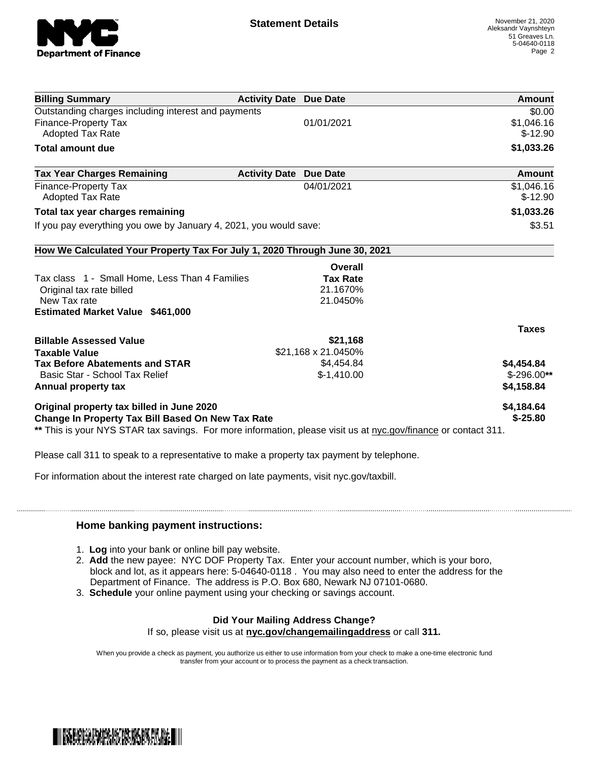# Statement Details

November 21, 2020
Aleksandr Vaynshteyn
51 Greaves Ln.
5-04640-0118

| Billing Summary | Activity Date | Due Date | Amount |
|---|---|---|---|
| Outstanding charges including interest and payments | | | $0.00 |
| Finance-Property Tax | | 01/01/2021 | $1,046.16 |
| Adopted Tax Rate | | | $-12.90 |
| **Total amount due** | | | **$1,033.26** |

| Tax Year Charges Remaining | Activity Date | Due Date | Amount |
|---|---|---|---|
| Finance-Property Tax | | 04/01/2021 | $1,046.16 |
| Adopted Tax Rate | | | $-12.90 |
| **Total tax year charges remaining** | | | **$1,033.26** |
| If you pay everything you owe by January 4, 2021, you would save: | | | $3.51 |

**How We Calculated Your Property Tax For July 1, 2020 Through June 30, 2021**

| | Overall Tax Rate | |
|---|---|---|
| Tax class 1 - Small Home, Less Than 4 Families | | |
| Original tax rate billed | 21.1670% | |
| New Tax rate | 21.0450% | |
| **Estimated Market Value $461,000** | | |

| | | Taxes |
|---|---|---|
| **Billable Assessed Value** | **$21,168** | |
| **Taxable Value** | $21,168 x 21.0450% | |
| **Tax Before Abatements and STAR** | $4,454.84 | **$4,454.84** |
| Basic Star - School Tax Relief | $-1,410.00 | $-296.00** |
| **Annual property tax** | | **$4,158.84** |
| **Original property tax billed in June 2020** | | **$4,184.64** |
| **Change In Property Tax Bill Based On New Tax Rate** | | **$-25.80** |

** This is your NYS STAR tax savings. For more information, please visit us at nyc.gov/finance or contact 311.

Please call 311 to speak to a representative to make a property tax payment by telephone.

For information about the interest rate charged on late payments, visit nyc.gov/taxbill.

### Home banking payment instructions:

1. **Log** into your bank or online bill pay website.
2. **Add** the new payee: NYC DOF Property Tax. Enter your account number, which is your boro, block and lot, as it appears here: 5-04640-0118 . You may also need to enter the address for the Department of Finance. The address is P.O. Box 680, Newark NJ 07101-0680.
3. **Schedule** your online payment using your checking or savings account.

**Did Your Mailing Address Change?**

If so, please visit us at **nyc.gov/changemailingaddress** or call **311.**

When you provide a check as payment, you authorize us either to use information from your check to make a one-time electronic fund transfer from your account or to process the payment as a check transaction.